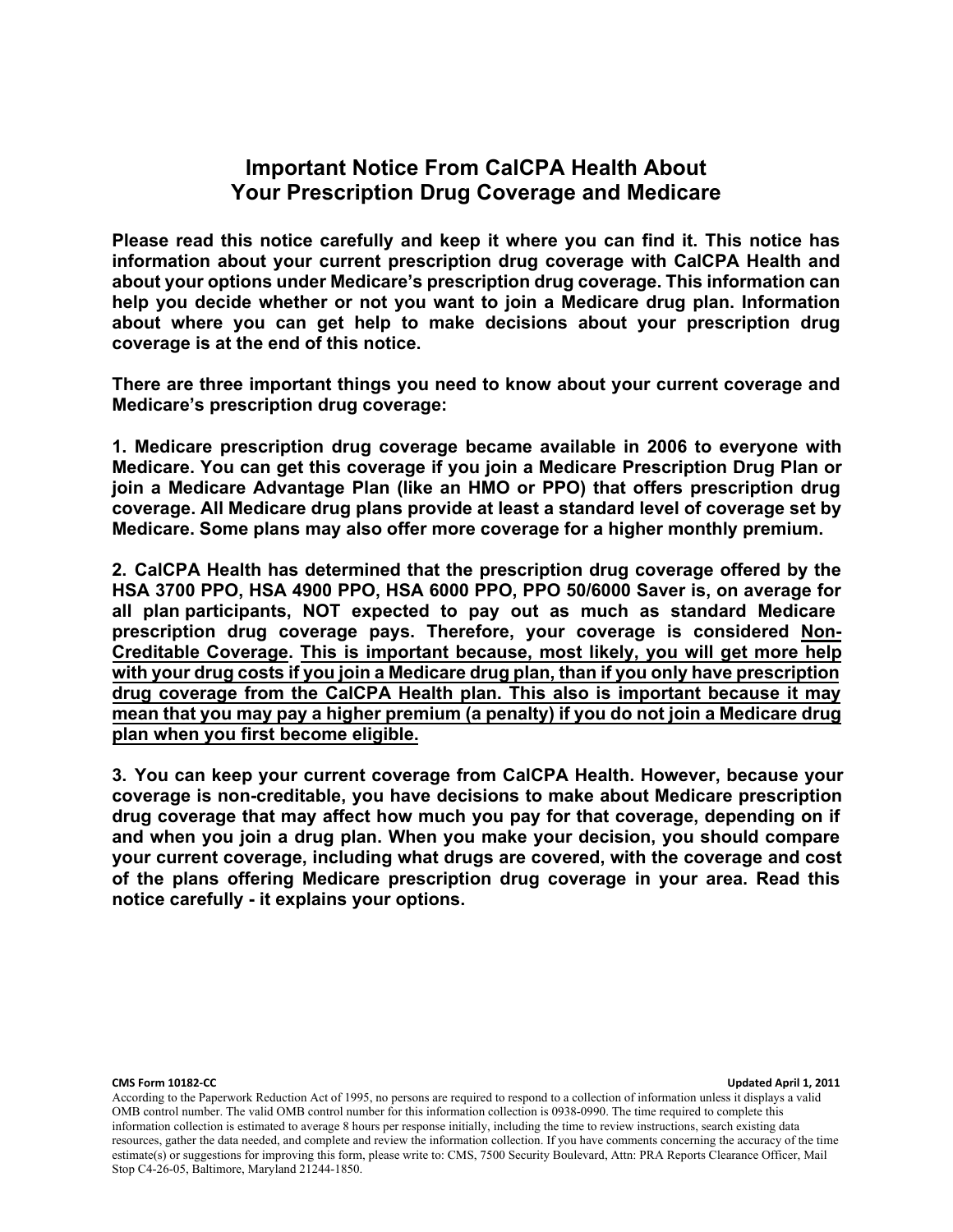# Important Notice From CalCPA Health About Your Prescription Drug Coverage and Medicare

**Please read this notice carefully and keep it where you can find it. This notice has information about your current prescription drug coverage with CalCPA Health and about your options under Medicare's prescription drug coverage. This information can help you decide whether or not you want to join a Medicare drug plan. Information about where you can get help to make decisions about your prescription drug coverage is at the end of this notice.**

**There are three important things you need to know about your current coverage and Medicare's prescription drug coverage:**

**1. Medicare prescription drug coverage became available in 2006 to everyone with Medicare. You can get this coverage if you join a Medicare Prescription Drug Plan or join a Medicare Advantage Plan (like an HMO or PPO) that offers prescription drug coverage. All Medicare drug plans provide at least a standard level of coverage set by Medicare. Some plans may also offer more coverage for a higher monthly premium.**

**2. CalCPA Health has determined that the prescription drug coverage offered by the HSA 3700 PPO, HSA 4900 PPO, HSA 6000 PPO, PPO 50/6000 Saver is, on average for all plan participants, NOT expected to pay out as much as standard Medicare prescription drug coverage pays. Therefore, your coverage is considered <u>Non-Creditable Coverage</u>. <u>This is important because, most likely, you will get more help with your drug costs if you join a Medicare drug plan, than if you only have prescription drug coverage from the CalCPA Health plan. This also is important because it may mean that you may pay a higher premium (a penalty) if you do not join a Medicare drug plan when you first become eligible.</u>**

**3. You can keep your current coverage from CalCPA Health. However, because your coverage is non-creditable, you have decisions to make about Medicare prescription drug coverage that may affect how much you pay for that coverage, depending on if and when you join a drug plan. When you make your decision, you should compare your current coverage, including what drugs are covered, with the coverage and cost of the plans offering Medicare prescription drug coverage in your area. Read this notice carefully - it explains your options.**

**CMS Form 10182-CC** **Updated April 1, 2011**

According to the Paperwork Reduction Act of 1995, no persons are required to respond to a collection of information unless it displays a valid OMB control number. The valid OMB control number for this information collection is 0938-0990. The time required to complete this information collection is estimated to average 8 hours per response initially, including the time to review instructions, search existing data resources, gather the data needed, and complete and review the information collection. If you have comments concerning the accuracy of the time estimate(s) or suggestions for improving this form, please write to: CMS, 7500 Security Boulevard, Attn: PRA Reports Clearance Officer, Mail Stop C4-26-05, Baltimore, Maryland 21244-1850.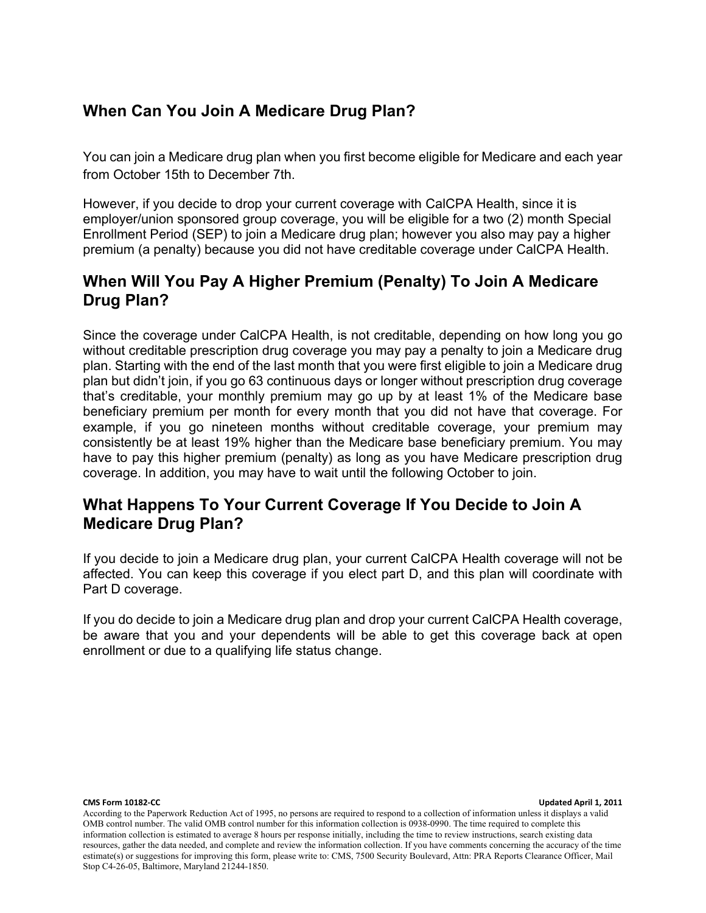## When Can You Join A Medicare Drug Plan?

You can join a Medicare drug plan when you first become eligible for Medicare and each year from October 15th to December 7th.

However, if you decide to drop your current coverage with CalCPA Health, since it is employer/union sponsored group coverage, you will be eligible for a two (2) month Special Enrollment Period (SEP) to join a Medicare drug plan; however you also may pay a higher premium (a penalty) because you did not have creditable coverage under CalCPA Health.

## When Will You Pay A Higher Premium (Penalty) To Join A Medicare Drug Plan?

Since the coverage under CalCPA Health, is not creditable, depending on how long you go without creditable prescription drug coverage you may pay a penalty to join a Medicare drug plan. Starting with the end of the last month that you were first eligible to join a Medicare drug plan but didn't join, if you go 63 continuous days or longer without prescription drug coverage that's creditable, your monthly premium may go up by at least 1% of the Medicare base beneficiary premium per month for every month that you did not have that coverage. For example, if you go nineteen months without creditable coverage, your premium may consistently be at least 19% higher than the Medicare base beneficiary premium. You may have to pay this higher premium (penalty) as long as you have Medicare prescription drug coverage. In addition, you may have to wait until the following October to join.

## What Happens To Your Current Coverage If You Decide to Join A Medicare Drug Plan?

If you decide to join a Medicare drug plan, your current CalCPA Health coverage will not be affected. You can keep this coverage if you elect part D, and this plan will coordinate with Part D coverage.

If you do decide to join a Medicare drug plan and drop your current CalCPA Health coverage, be aware that you and your dependents will be able to get this coverage back at open enrollment or due to a qualifying life status change.

**CMS Form 10182-CC** **Updated April 1, 2011**

According to the Paperwork Reduction Act of 1995, no persons are required to respond to a collection of information unless it displays a valid OMB control number. The valid OMB control number for this information collection is 0938-0990. The time required to complete this information collection is estimated to average 8 hours per response initially, including the time to review instructions, search existing data resources, gather the data needed, and complete and review the information collection. If you have comments concerning the accuracy of the time estimate(s) or suggestions for improving this form, please write to: CMS, 7500 Security Boulevard, Attn: PRA Reports Clearance Officer, Mail Stop C4-26-05, Baltimore, Maryland 21244-1850.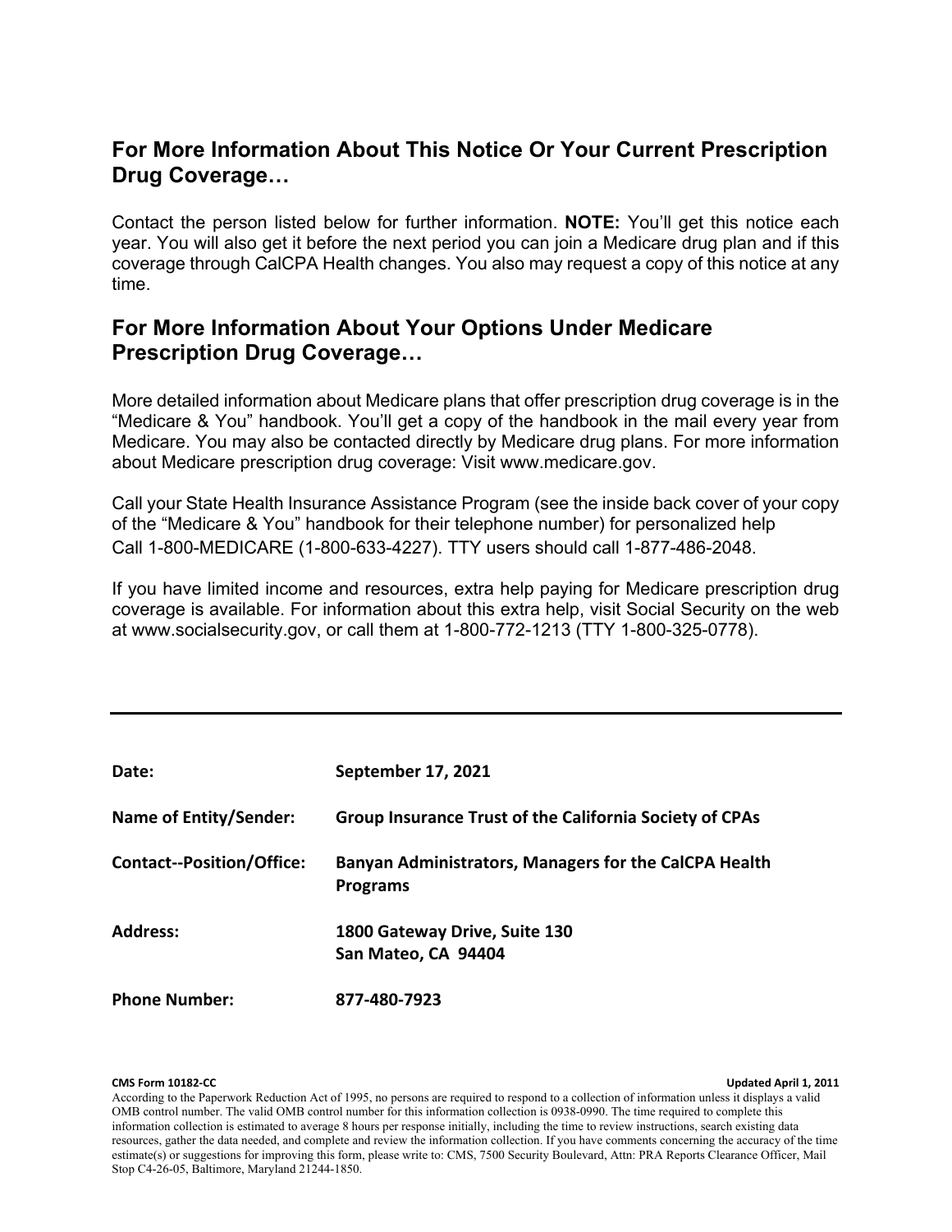## For More Information About This Notice Or Your Current Prescription Drug Coverage…

Contact the person listed below for further information. **NOTE:** You'll get this notice each year. You will also get it before the next period you can join a Medicare drug plan and if this coverage through CalCPA Health changes. You also may request a copy of this notice at any time.

## For More Information About Your Options Under Medicare Prescription Drug Coverage…

More detailed information about Medicare plans that offer prescription drug coverage is in the "Medicare & You" handbook. You'll get a copy of the handbook in the mail every year from Medicare. You may also be contacted directly by Medicare drug plans. For more information about Medicare prescription drug coverage: Visit www.medicare.gov.

Call your State Health Insurance Assistance Program (see the inside back cover of your copy of the "Medicare & You" handbook for their telephone number) for personalized help Call 1-800-MEDICARE (1-800-633-4227). TTY users should call 1-877-486-2048.

If you have limited income and resources, extra help paying for Medicare prescription drug coverage is available. For information about this extra help, visit Social Security on the web at www.socialsecurity.gov, or call them at 1-800-772-1213 (TTY 1-800-325-0778).

---

| | |
|---|---|
| **Date:** | **September 17, 2021** |
| **Name of Entity/Sender:** | **Group Insurance Trust of the California Society of CPAs** |
| **Contact--Position/Office:** | **Banyan Administrators, Managers for the CalCPA Health Programs** |
| **Address:** | **1800 Gateway Drive, Suite 130**<br>**San Mateo, CA 94404** |
| **Phone Number:** | **877-480-7923** |

**CMS Form 10182-CC** **Updated April 1, 2011**

According to the Paperwork Reduction Act of 1995, no persons are required to respond to a collection of information unless it displays a valid OMB control number. The valid OMB control number for this information collection is 0938-0990. The time required to complete this information collection is estimated to average 8 hours per response initially, including the time to review instructions, search existing data resources, gather the data needed, and complete and review the information collection. If you have comments concerning the accuracy of the time estimate(s) or suggestions for improving this form, please write to: CMS, 7500 Security Boulevard, Attn: PRA Reports Clearance Officer, Mail Stop C4-26-05, Baltimore, Maryland 21244-1850.